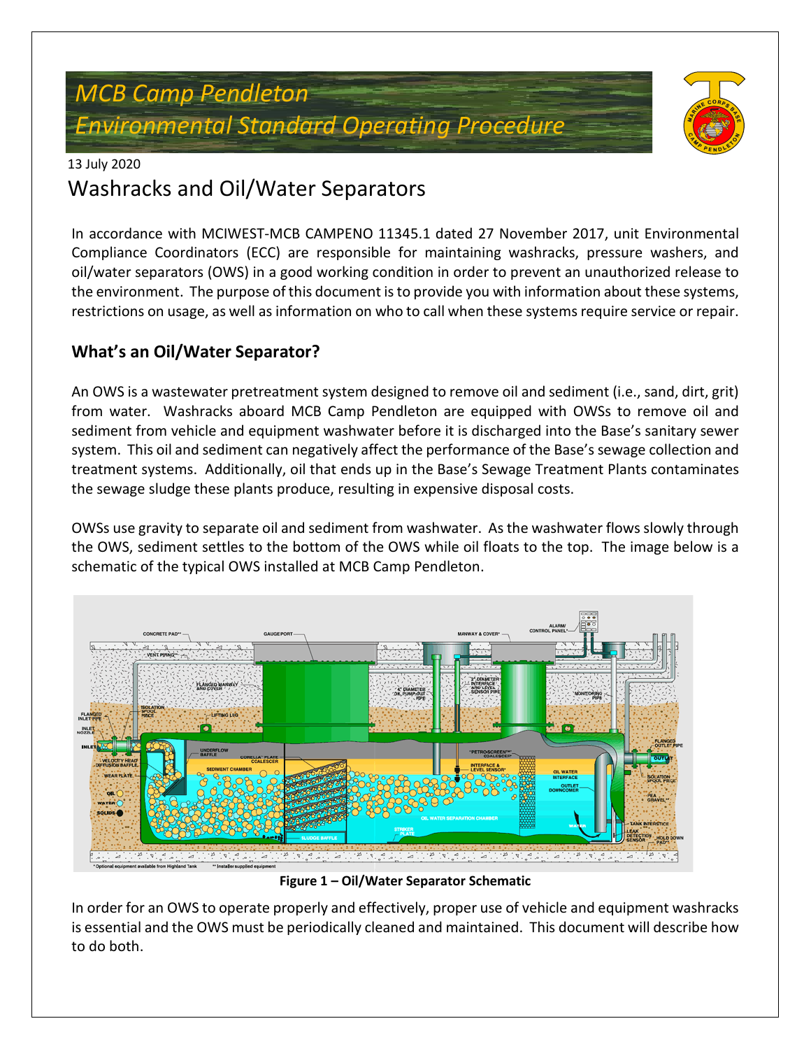*MCB Camp Pendleton*
*Environmental Standard Operating Procedure*

13 July 2020

# Washracks and Oil/Water Separators

In accordance with MCIWEST-MCB CAMPENO 11345.1 dated 27 November 2017, unit Environmental Compliance Coordinators (ECC) are responsible for maintaining washracks, pressure washers, and oil/water separators (OWS) in a good working condition in order to prevent an unauthorized release to the environment. The purpose of this document is to provide you with information about these systems, restrictions on usage, as well as information on who to call when these systems require service or repair.

## What's an Oil/Water Separator?

An OWS is a wastewater pretreatment system designed to remove oil and sediment (i.e., sand, dirt, grit) from water. Washracks aboard MCB Camp Pendleton are equipped with OWSs to remove oil and sediment from vehicle and equipment washwater before it is discharged into the Base's sanitary sewer system. This oil and sediment can negatively affect the performance of the Base's sewage collection and treatment systems. Additionally, oil that ends up in the Base's Sewage Treatment Plants contaminates the sewage sludge these plants produce, resulting in expensive disposal costs.

OWSs use gravity to separate oil and sediment from washwater. As the washwater flows slowly through the OWS, sediment settles to the bottom of the OWS while oil floats to the top. The image below is a schematic of the typical OWS installed at MCB Camp Pendleton.

**Figure 1 – Oil/Water Separator Schematic**

In order for an OWS to operate properly and effectively, proper use of vehicle and equipment washracks is essential and the OWS must be periodically cleaned and maintained. This document will describe how to do both.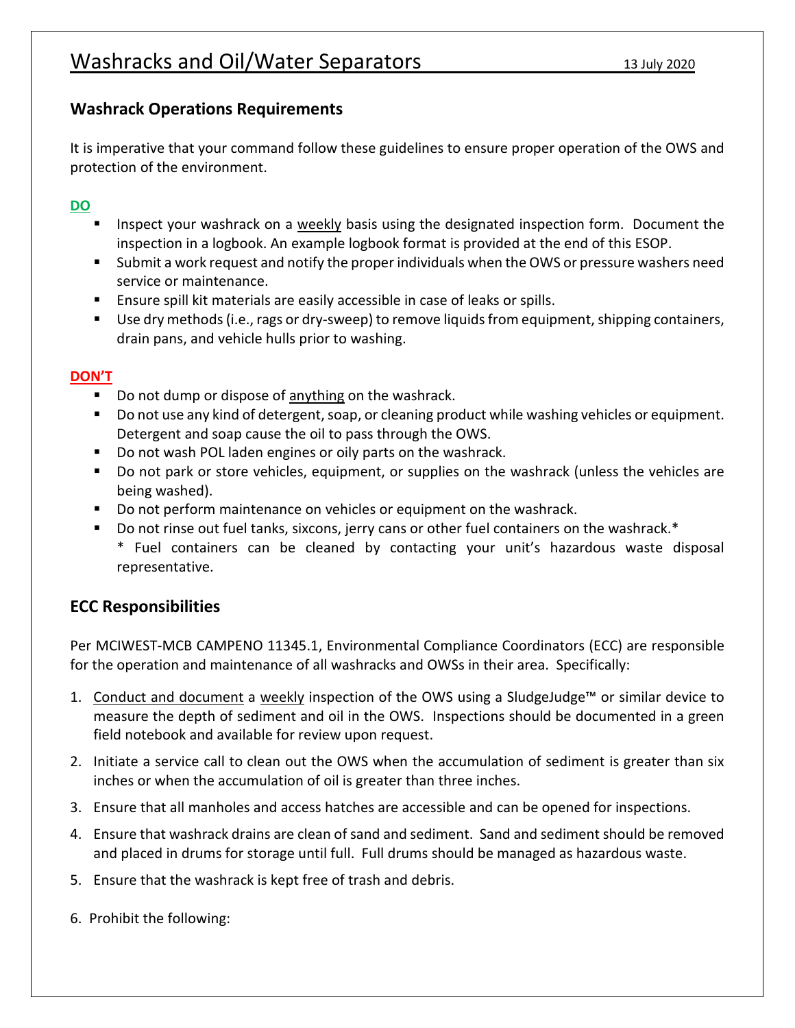# Washracks and Oil/Water Separators

13 July 2020

## Washrack Operations Requirements

It is imperative that your command follow these guidelines to ensure proper operation of the OWS and protection of the environment.

**DO**

- Inspect your washrack on a weekly basis using the designated inspection form. Document the inspection in a logbook. An example logbook format is provided at the end of this ESOP.
- Submit a work request and notify the proper individuals when the OWS or pressure washers need service or maintenance.
- Ensure spill kit materials are easily accessible in case of leaks or spills.
- Use dry methods (i.e., rags or dry-sweep) to remove liquids from equipment, shipping containers, drain pans, and vehicle hulls prior to washing.

**DON'T**

- Do not dump or dispose of anything on the washrack.
- Do not use any kind of detergent, soap, or cleaning product while washing vehicles or equipment. Detergent and soap cause the oil to pass through the OWS.
- Do not wash POL laden engines or oily parts on the washrack.
- Do not park or store vehicles, equipment, or supplies on the washrack (unless the vehicles are being washed).
- Do not perform maintenance on vehicles or equipment on the washrack.
- Do not rinse out fuel tanks, sixcons, jerry cans or other fuel containers on the washrack.*
  * Fuel containers can be cleaned by contacting your unit's hazardous waste disposal representative.

## ECC Responsibilities

Per MCIWEST-MCB CAMPENO 11345.1, Environmental Compliance Coordinators (ECC) are responsible for the operation and maintenance of all washracks and OWSs in their area. Specifically:

1. Conduct and document a weekly inspection of the OWS using a SludgeJudge™ or similar device to measure the depth of sediment and oil in the OWS. Inspections should be documented in a green field notebook and available for review upon request.
2. Initiate a service call to clean out the OWS when the accumulation of sediment is greater than six inches or when the accumulation of oil is greater than three inches.
3. Ensure that all manholes and access hatches are accessible and can be opened for inspections.
4. Ensure that washrack drains are clean of sand and sediment. Sand and sediment should be removed and placed in drums for storage until full. Full drums should be managed as hazardous waste.
5. Ensure that the washrack is kept free of trash and debris.
6. Prohibit the following: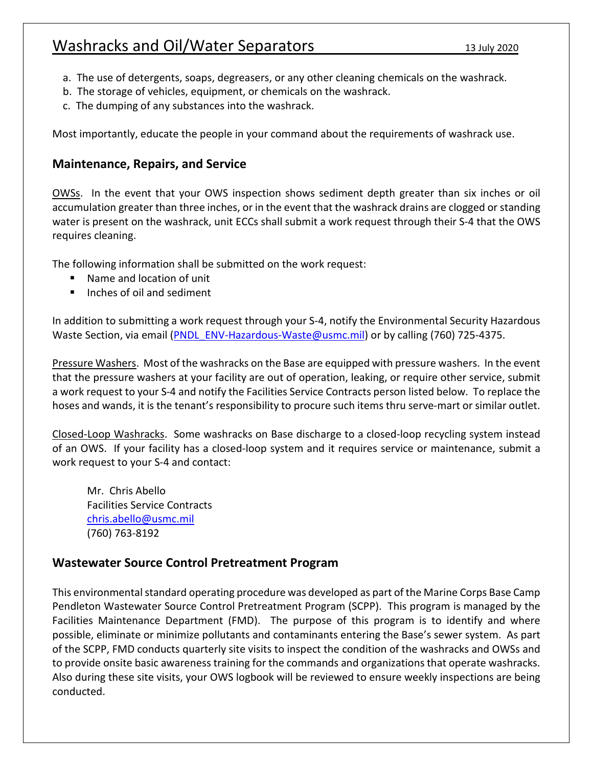a. The use of detergents, soaps, degreasers, or any other cleaning chemicals on the washrack.
b. The storage of vehicles, equipment, or chemicals on the washrack.
c. The dumping of any substances into the washrack.

Most importantly, educate the people in your command about the requirements of washrack use.

## Maintenance, Repairs, and Service

OWSs. In the event that your OWS inspection shows sediment depth greater than six inches or oil accumulation greater than three inches, or in the event that the washrack drains are clogged or standing water is present on the washrack, unit ECCs shall submit a work request through their S-4 that the OWS requires cleaning.

The following information shall be submitted on the work request:

- Name and location of unit
- Inches of oil and sediment

In addition to submitting a work request through your S-4, notify the Environmental Security Hazardous Waste Section, via email (PNDL_ENV-Hazardous-Waste@usmc.mil) or by calling (760) 725-4375.

Pressure Washers. Most of the washracks on the Base are equipped with pressure washers. In the event that the pressure washers at your facility are out of operation, leaking, or require other service, submit a work request to your S-4 and notify the Facilities Service Contracts person listed below. To replace the hoses and wands, it is the tenant's responsibility to procure such items thru serve-mart or similar outlet.

Closed-Loop Washracks. Some washracks on Base discharge to a closed-loop recycling system instead of an OWS. If your facility has a closed-loop system and it requires service or maintenance, submit a work request to your S-4 and contact:

Mr. Chris Abello
Facilities Service Contracts
chris.abello@usmc.mil
(760) 763-8192

## Wastewater Source Control Pretreatment Program

This environmental standard operating procedure was developed as part of the Marine Corps Base Camp Pendleton Wastewater Source Control Pretreatment Program (SCPP). This program is managed by the Facilities Maintenance Department (FMD). The purpose of this program is to identify and where possible, eliminate or minimize pollutants and contaminants entering the Base's sewer system. As part of the SCPP, FMD conducts quarterly site visits to inspect the condition of the washracks and OWSs and to provide onsite basic awareness training for the commands and organizations that operate washracks. Also during these site visits, your OWS logbook will be reviewed to ensure weekly inspections are being conducted.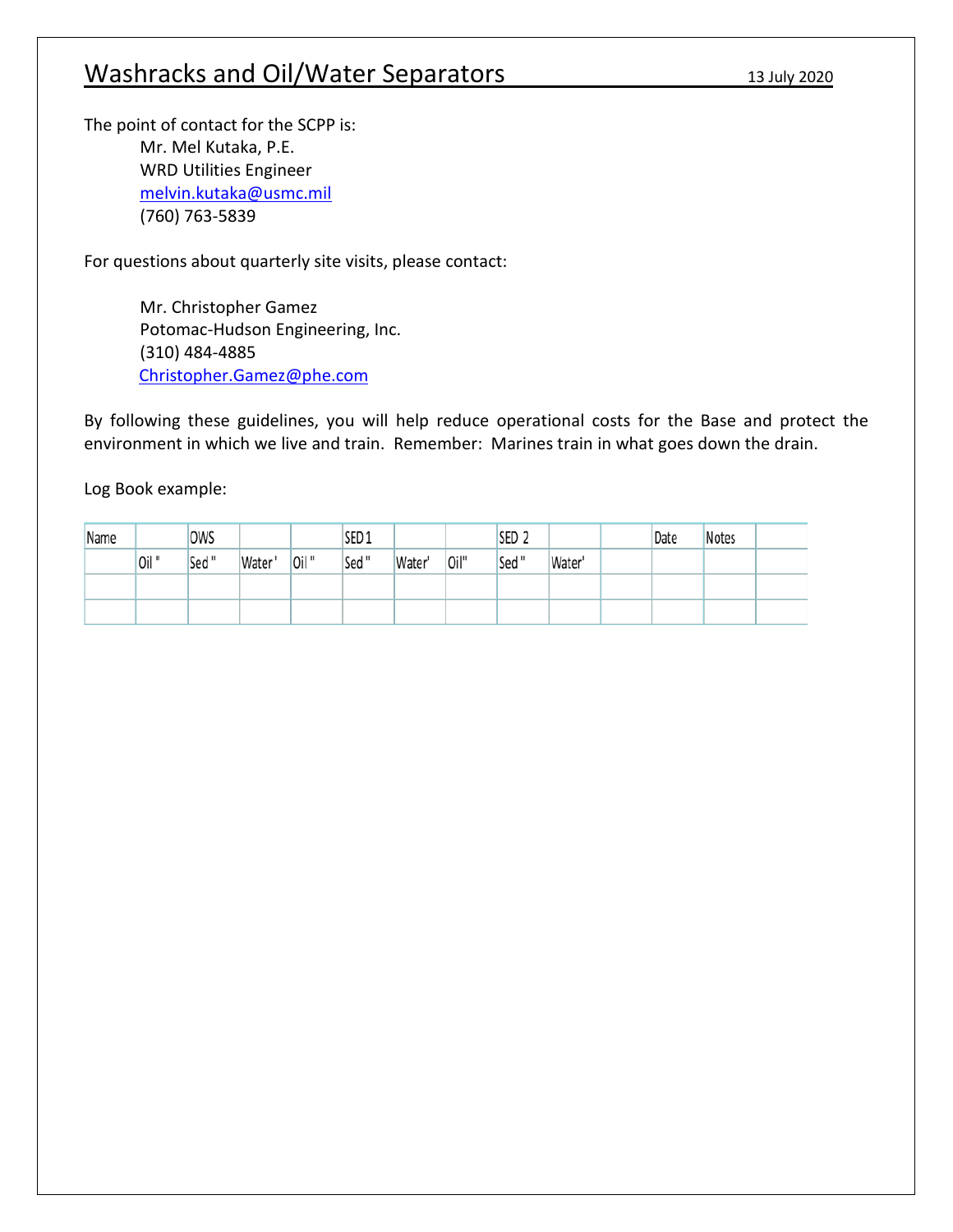The point of contact for the SCPP is:

Mr. Mel Kutaka, P.E.
WRD Utilities Engineer
melvin.kutaka@usmc.mil
(760) 763-5839

For questions about quarterly site visits, please contact:

Mr. Christopher Gamez
Potomac-Hudson Engineering, Inc.
(310) 484-4885
Christopher.Gamez@phe.com

By following these guidelines, you will help reduce operational costs for the Base and protect the environment in which we live and train. Remember: Marines train in what goes down the drain.

Log Book example:

| Name | | OWS | | | SED 1 | | | SED 2 | | | Date | Notes | |
|---|---|---|---|---|---|---|---|---|---|---|---|---|---|
| | Oil " | Sed " | Water ' | Oil " | Sed " | Water' | Oil" | Sed " | Water' | | | | |
| | | | | | | | | | | | | | |
| | | | | | | | | | | | | | |